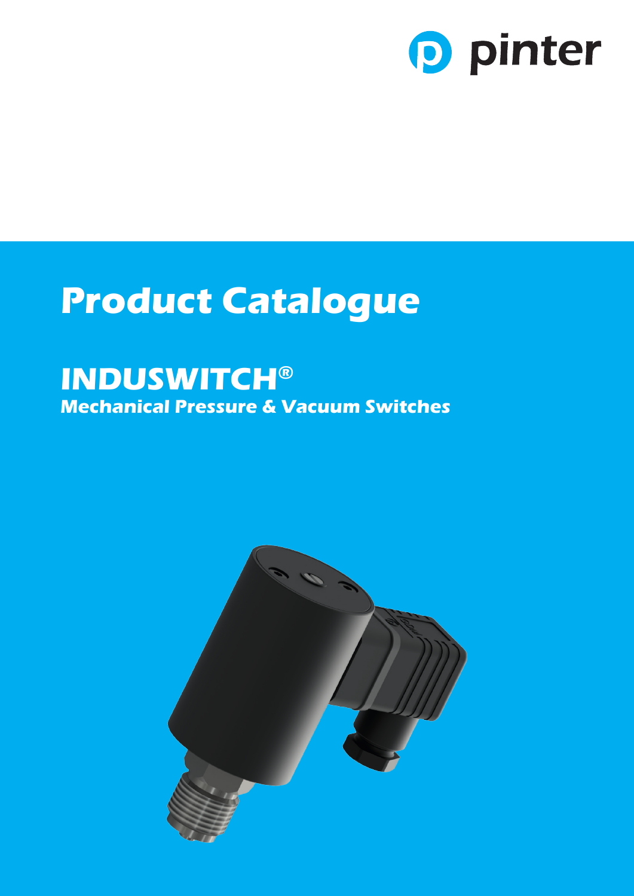pinter

# Product Catalogue

## INDUSWITCH®

### Mechanical Pressure & Vacuum Switches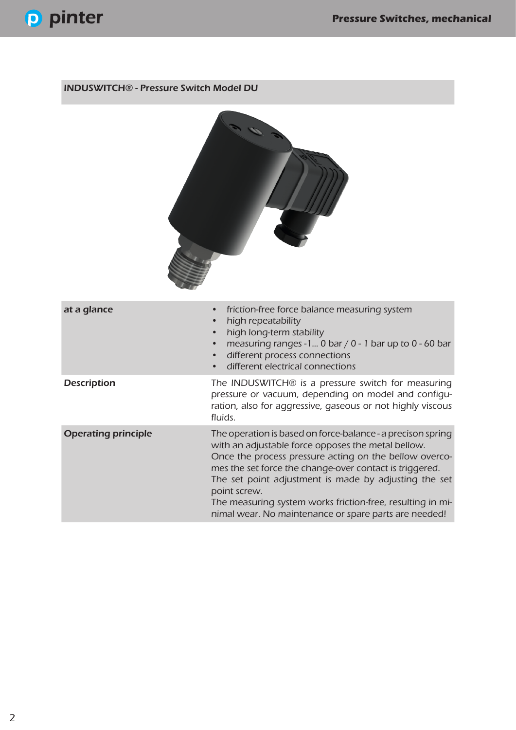## INDUSWITCH® - Pressure Switch Model DU

| | |
|---|---|
| **at a glance** | • friction-free force balance measuring system<br>• high repeatability<br>• high long-term stability<br>• measuring ranges -1... 0 bar / 0 - 1 bar up to 0 - 60 bar<br>• different process connections<br>• different electrical connections |
| **Description** | The INDUSWITCH® is a pressure switch for measuring pressure or vacuum, depending on model and configuration, also for aggressive, gaseous or not highly viscous fluids. |
| **Operating principle** | The operation is based on force-balance - a precison spring with an adjustable force opposes the metal bellow.<br>Once the process pressure acting on the bellow overcomes the set force the change-over contact is triggered.<br>The set point adjustment is made by adjusting the set point screw.<br>The measuring system works friction-free, resulting in minimal wear. No maintenance or spare parts are needed! |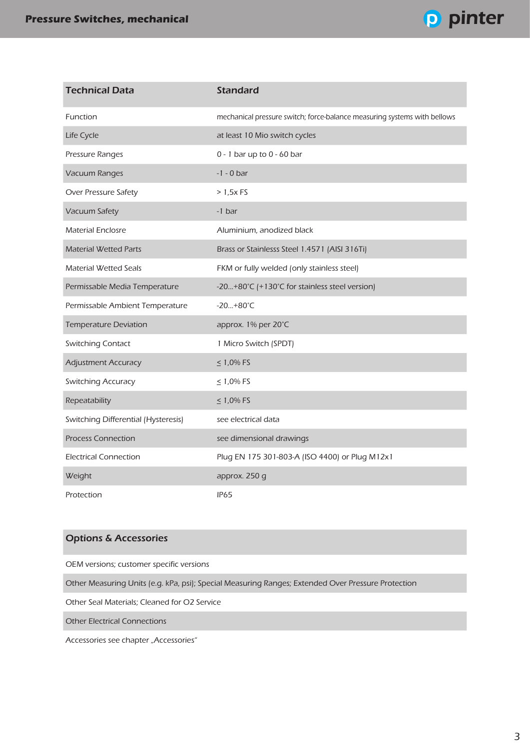| Technical Data | Standard |
|---|---|
| Function | mechanical pressure switch; force-balance measuring systems with bellows |
| Life Cycle | at least 10 Mio switch cycles |
| Pressure Ranges | 0 - 1 bar up to 0 - 60 bar |
| Vacuum Ranges | -1 - 0 bar |
| Over Pressure Safety | > 1,5x FS |
| Vacuum Safety | -1 bar |
| Material Enclosre | Aluminium, anodized black |
| Material Wetted Parts | Brass or Stainlesss Steel 1.4571 (AISI 316Ti) |
| Material Wetted Seals | FKM or fully welded (only stainless steel) |
| Permissable Media Temperature | -20...+80°C (+130°C for stainless steel version) |
| Permissable Ambient Temperature | -20...+80°C |
| Temperature Deviation | approx. 1% per 20°C |
| Switching Contact | 1 Micro Switch (SPDT) |
| Adjustment Accuracy | ≤ 1,0% FS |
| Switching Accuracy | ≤ 1,0% FS |
| Repeatability | ≤ 1,0% FS |
| Switching Differential (Hysteresis) | see electrical data |
| Process Connection | see dimensional drawings |
| Electrical Connection | Plug EN 175 301-803-A (ISO 4400) or Plug M12x1 |
| Weight | approx. 250 g |
| Protection | IP65 |

| Options & Accessories |
|---|
| OEM versions; customer specific versions |
| Other Measuring Units (e.g. kPa, psi); Special Measuring Ranges; Extended Over Pressure Protection |
| Other Seal Materials; Cleaned for O2 Service |
| Other Electrical Connections |
| Accessories see chapter „Accessories“ |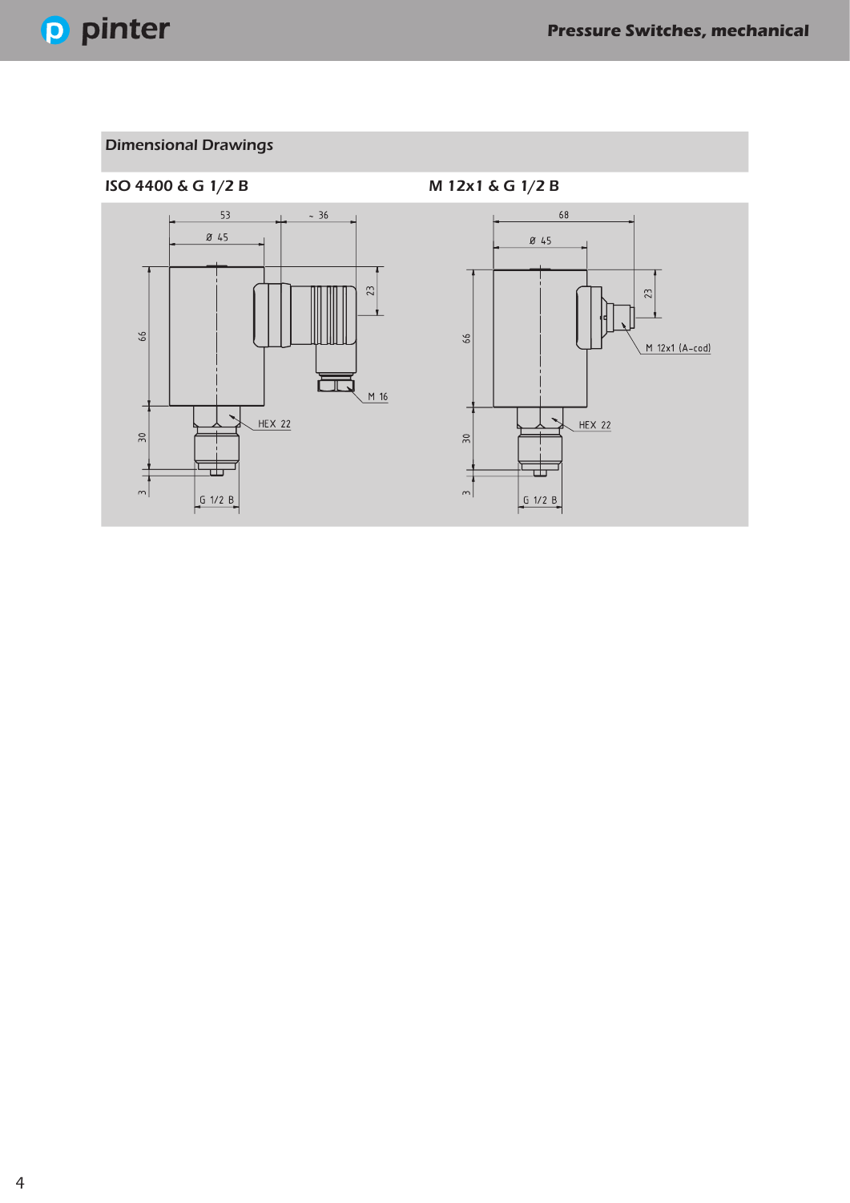## Dimensional Drawings

### ISO 4400 & G 1/2 B

53 ~ 36

Ø 45

23

66

M 16

HEX 22

30

3

G 1/2 B

### M 12x1 & G 1/2 B

68

Ø 45

23

66

M 12x1 (A-cod)

HEX 22

30

3

G 1/2 B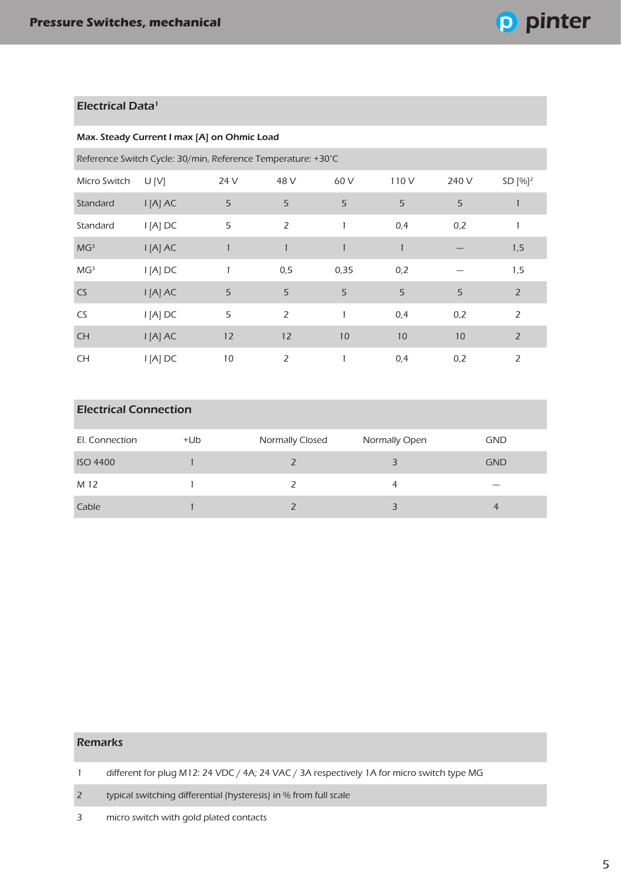## Electrical Data[1]

**Max. Steady Current I max [A] on Ohmic Load**

Reference Switch Cycle: 30/min, Reference Temperature: +30°C

| Micro Switch | U [V] | 24 V | 48 V | 60 V | 110 V | 240 V | SD [%][2] |
|---|---|---|---|---|---|---|---|
| Standard | I [A] AC | 5 | 5 | 5 | 5 | 5 | 1 |
| Standard | I [A] DC | 5 | 2 | 1 | 0,4 | 0,2 | 1 |
| MG[3] | I [A] AC | 1 | 1 | 1 | 1 | — | 1,5 |
| MG[3] | I [A] DC | 1 | 0,5 | 0,35 | 0,2 | — | 1,5 |
| CS | I [A] AC | 5 | 5 | 5 | 5 | 5 | 2 |
| CS | I [A] DC | 5 | 2 | 1 | 0,4 | 0,2 | 2 |
| CH | I [A] AC | 12 | 12 | 10 | 10 | 10 | 2 |
| CH | I [A] DC | 10 | 2 | 1 | 0,4 | 0,2 | 2 |

## Electrical Connection

| El. Connection | +Ub | Normally Closed | Normally Open | GND |
|---|---|---|---|---|
| ISO 4400 | 1 | 2 | 3 | GND |
| M 12 | 1 | 2 | 4 | — |
| Cable | 1 | 2 | 3 | 4 |

## Remarks

| | |
|---|---|
| 1 | different for plug M12: 24 VDC / 4A; 24 VAC / 3A respectively 1A for micro switch type MG |
| 2 | typical switching differential (hysteresis) in % from full scale |
| 3 | micro switch with gold plated contacts |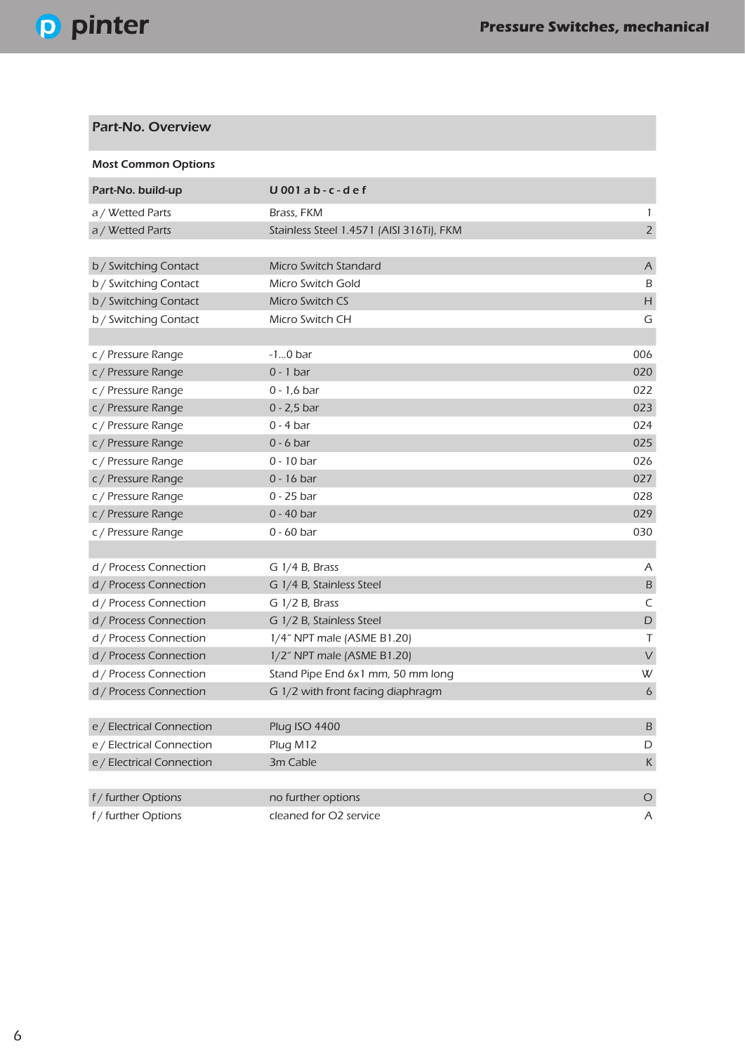## Part-No. Overview

**Most Common Options**

| Part-No. build-up | U 001 a b - c - d e f | |
|---|---|---|
| a / Wetted Parts | Brass, FKM | 1 |
| a / Wetted Parts | Stainless Steel 1.4571 (AISI 316Ti), FKM | 2 |
| | | |
| b / Switching Contact | Micro Switch Standard | A |
| b / Switching Contact | Micro Switch Gold | B |
| b / Switching Contact | Micro Switch CS | H |
| b / Switching Contact | Micro Switch CH | G |
| | | |
| c / Pressure Range | -1...0 bar | 006 |
| c / Pressure Range | 0 - 1 bar | 020 |
| c / Pressure Range | 0 - 1,6 bar | 022 |
| c / Pressure Range | 0 - 2,5 bar | 023 |
| c / Pressure Range | 0 - 4 bar | 024 |
| c / Pressure Range | 0 - 6 bar | 025 |
| c / Pressure Range | 0 - 10 bar | 026 |
| c / Pressure Range | 0 - 16 bar | 027 |
| c / Pressure Range | 0 - 25 bar | 028 |
| c / Pressure Range | 0 - 40 bar | 029 |
| c / Pressure Range | 0 - 60 bar | 030 |
| | | |
| d / Process Connection | G 1/4 B, Brass | A |
| d / Process Connection | G 1/4 B, Stainless Steel | B |
| d / Process Connection | G 1/2 B, Brass | C |
| d / Process Connection | G 1/2 B, Stainless Steel | D |
| d / Process Connection | 1/4" NPT male (ASME B1.20) | T |
| d / Process Connection | 1/2" NPT male (ASME B1.20) | V |
| d / Process Connection | Stand Pipe End 6x1 mm, 50 mm long | W |
| d / Process Connection | G 1/2 with front facing diaphragm | 6 |
| | | |
| e / Electrical Connection | Plug ISO 4400 | B |
| e / Electrical Connection | Plug M12 | D |
| e / Electrical Connection | 3m Cable | K |
| | | |
| f / further Options | no further options | O |
| f / further Options | cleaned for O2 service | A |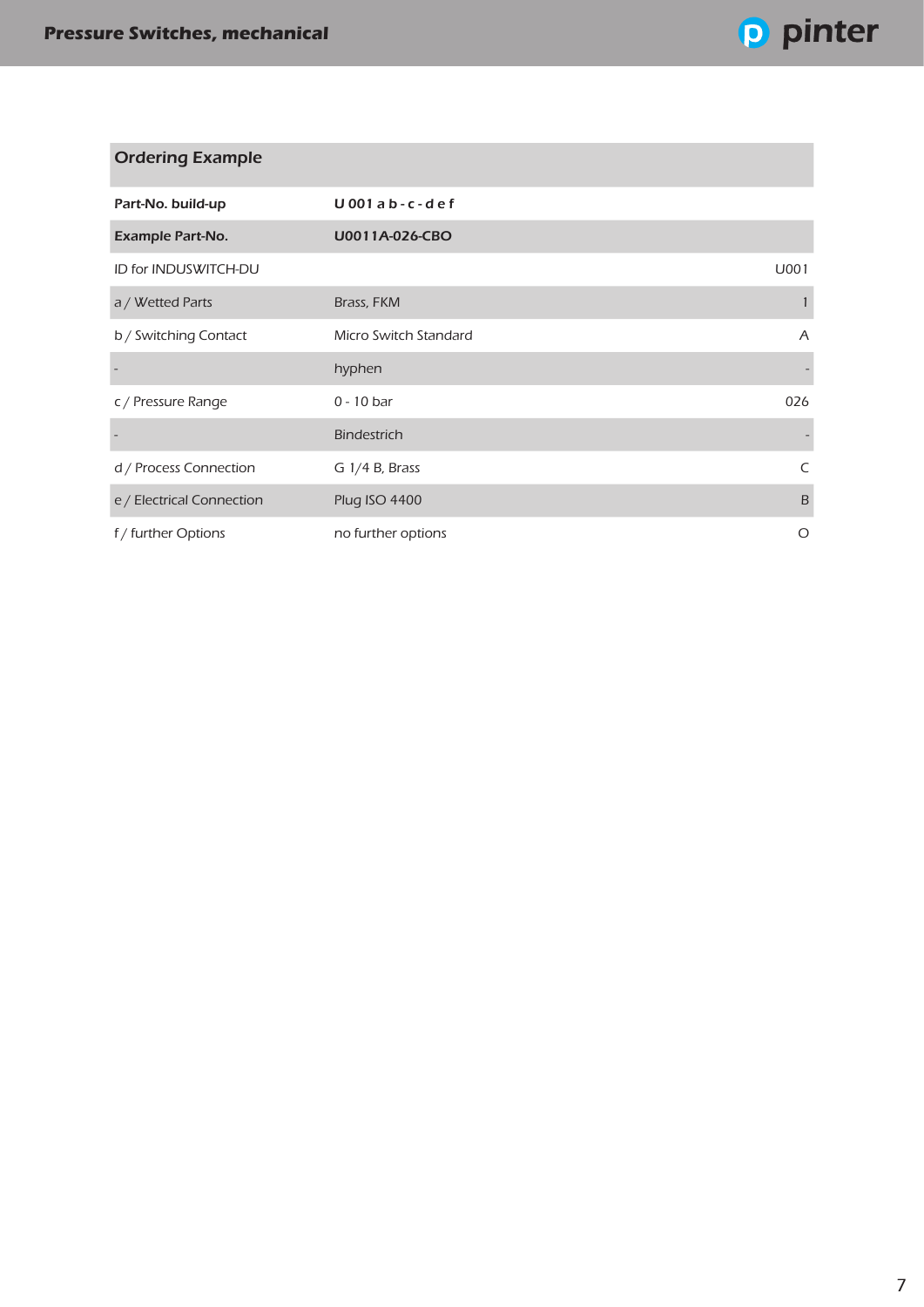## Ordering Example

| Part-No. build-up | U 001 a b - c - d e f | |
|---|---|---|
| **Example Part-No.** | **U0011A-026-CBO** | |
| ID for INDUSWITCH-DU | | U001 |
| a / Wetted Parts | Brass, FKM | 1 |
| b / Switching Contact | Micro Switch Standard | A |
| - | hyphen | - |
| c / Pressure Range | 0 - 10 bar | 026 |
| - | Bindestrich | - |
| d / Process Connection | G 1/4 B, Brass | C |
| e / Electrical Connection | Plug ISO 4400 | B |
| f / further Options | no further options | O |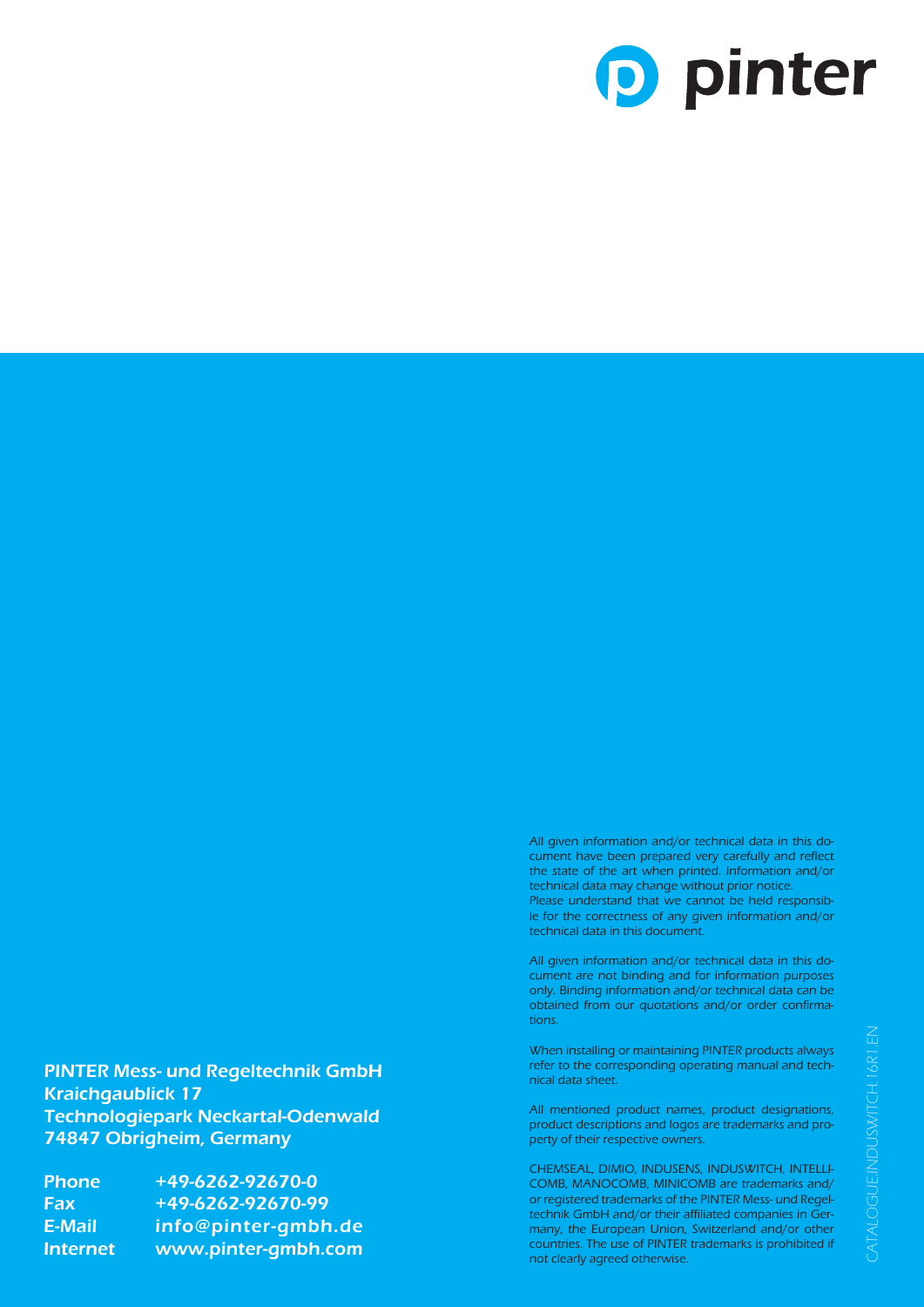pinter

All given information and/or technical data in this document have been prepared very carefully and reflect the state of the art when printed. Information and/or technical data may change without prior notice. Please understand that we cannot be held responsible for the correctness of any given information and/or technical data in this document.

All given information and/or technical data in this document are not binding and for information purposes only. Binding information and/or technical data can be obtained from our quotations and/or order confirmations.

When installing or maintaining PINTER products always refer to the corresponding operating manual and technical data sheet.

All mentioned product names, product designations, product descriptions and logos are trademarks and property of their respective owners.

CHEMSEAL, DIMIO, INDUSENS, INDUSWITCH, INTELLICOMB, MANOCOMB, MINICOMB are trademarks and/or registered trademarks of the PINTER Mess- und Regeltechnik GmbH and/or their affiliated companies in Germany, the European Union, Switzerland and/or other countries. The use of PINTER trademarks is prohibited if not clearly agreed otherwise.

**PINTER Mess- und Regeltechnik GmbH**
**Kraichgaublick 17**
**Technologiepark Neckartal-Odenwald**
**74847 Obrigheim, Germany**

| | |
|---|---|
| Phone | +49-6262-92670-0 |
| Fax | +49-6262-92670-99 |
| E-Mail | info@pinter-gmbh.de |
| Internet | www.pinter-gmbh.com |

CATALOGUE.INDUSWITCH.16R1.EN